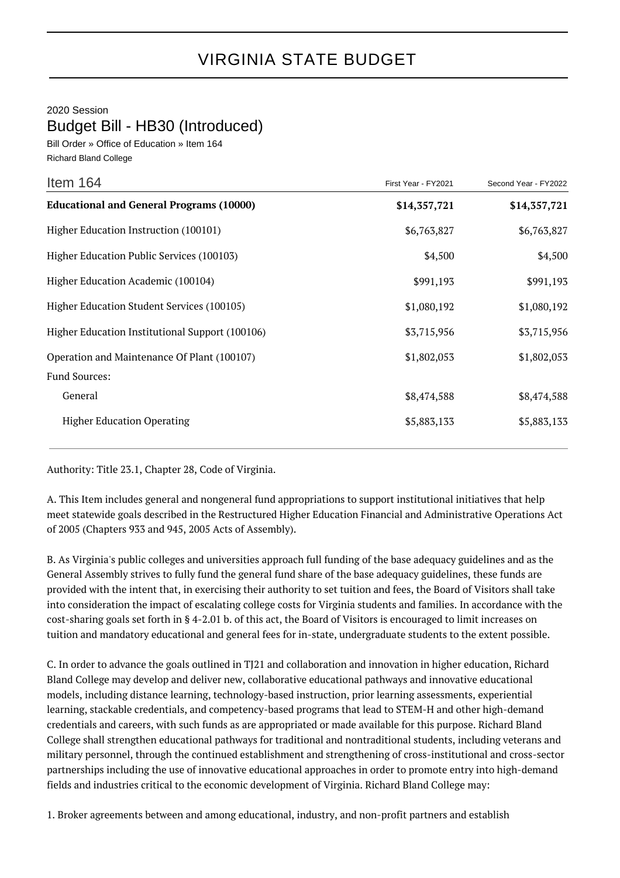# VIRGINIA STATE BUDGET

2020 Session

## Budget Bill - HB30 (Introduced)

Bill Order » Office of Education » Item 164

Richard Bland College

| Item 164 | First Year - FY2021 | Second Year - FY2022 |
|---|---|---|
| **Educational and General Programs (10000)** | **$14,357,721** | **$14,357,721** |
| Higher Education Instruction (100101) | $6,763,827 | $6,763,827 |
| Higher Education Public Services (100103) | $4,500 | $4,500 |
| Higher Education Academic (100104) | $991,193 | $991,193 |
| Higher Education Student Services (100105) | $1,080,192 | $1,080,192 |
| Higher Education Institutional Support (100106) | $3,715,956 | $3,715,956 |
| Operation and Maintenance Of Plant (100107) | $1,802,053 | $1,802,053 |
| Fund Sources: | | |
| General | $8,474,588 | $8,474,588 |
| Higher Education Operating | $5,883,133 | $5,883,133 |

Authority: Title 23.1, Chapter 28, Code of Virginia.

A. This Item includes general and nongeneral fund appropriations to support institutional initiatives that help meet statewide goals described in the Restructured Higher Education Financial and Administrative Operations Act of 2005 (Chapters 933 and 945, 2005 Acts of Assembly).

B. As Virginia's public colleges and universities approach full funding of the base adequacy guidelines and as the General Assembly strives to fully fund the general fund share of the base adequacy guidelines, these funds are provided with the intent that, in exercising their authority to set tuition and fees, the Board of Visitors shall take into consideration the impact of escalating college costs for Virginia students and families. In accordance with the cost-sharing goals set forth in § 4-2.01 b. of this act, the Board of Visitors is encouraged to limit increases on tuition and mandatory educational and general fees for in-state, undergraduate students to the extent possible.

C. In order to advance the goals outlined in TJ21 and collaboration and innovation in higher education, Richard Bland College may develop and deliver new, collaborative educational pathways and innovative educational models, including distance learning, technology-based instruction, prior learning assessments, experiential learning, stackable credentials, and competency-based programs that lead to STEM-H and other high-demand credentials and careers, with such funds as are appropriated or made available for this purpose. Richard Bland College shall strengthen educational pathways for traditional and nontraditional students, including veterans and military personnel, through the continued establishment and strengthening of cross-institutional and cross-sector partnerships including the use of innovative educational approaches in order to promote entry into high-demand fields and industries critical to the economic development of Virginia. Richard Bland College may:

1. Broker agreements between and among educational, industry, and non-profit partners and establish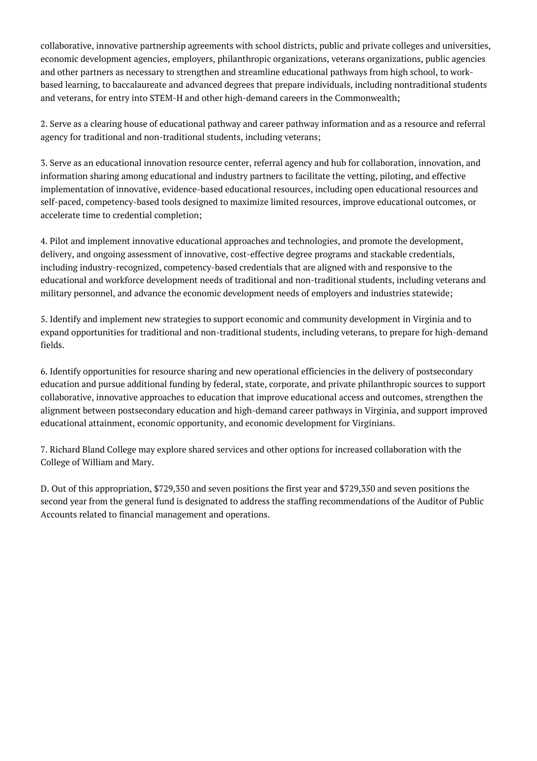collaborative, innovative partnership agreements with school districts, public and private colleges and universities, economic development agencies, employers, philanthropic organizations, veterans organizations, public agencies and other partners as necessary to strengthen and streamline educational pathways from high school, to work-based learning, to baccalaureate and advanced degrees that prepare individuals, including nontraditional students and veterans, for entry into STEM-H and other high-demand careers in the Commonwealth;

2. Serve as a clearing house of educational pathway and career pathway information and as a resource and referral agency for traditional and non-traditional students, including veterans;

3. Serve as an educational innovation resource center, referral agency and hub for collaboration, innovation, and information sharing among educational and industry partners to facilitate the vetting, piloting, and effective implementation of innovative, evidence-based educational resources, including open educational resources and self-paced, competency-based tools designed to maximize limited resources, improve educational outcomes, or accelerate time to credential completion;

4. Pilot and implement innovative educational approaches and technologies, and promote the development, delivery, and ongoing assessment of innovative, cost-effective degree programs and stackable credentials, including industry-recognized, competency-based credentials that are aligned with and responsive to the educational and workforce development needs of traditional and non-traditional students, including veterans and military personnel, and advance the economic development needs of employers and industries statewide;

5. Identify and implement new strategies to support economic and community development in Virginia and to expand opportunities for traditional and non-traditional students, including veterans, to prepare for high-demand fields.

6. Identify opportunities for resource sharing and new operational efficiencies in the delivery of postsecondary education and pursue additional funding by federal, state, corporate, and private philanthropic sources to support collaborative, innovative approaches to education that improve educational access and outcomes, strengthen the alignment between postsecondary education and high-demand career pathways in Virginia, and support improved educational attainment, economic opportunity, and economic development for Virginians.

7. Richard Bland College may explore shared services and other options for increased collaboration with the College of William and Mary.

D. Out of this appropriation, $729,350 and seven positions the first year and $729,350 and seven positions the second year from the general fund is designated to address the staffing recommendations of the Auditor of Public Accounts related to financial management and operations.